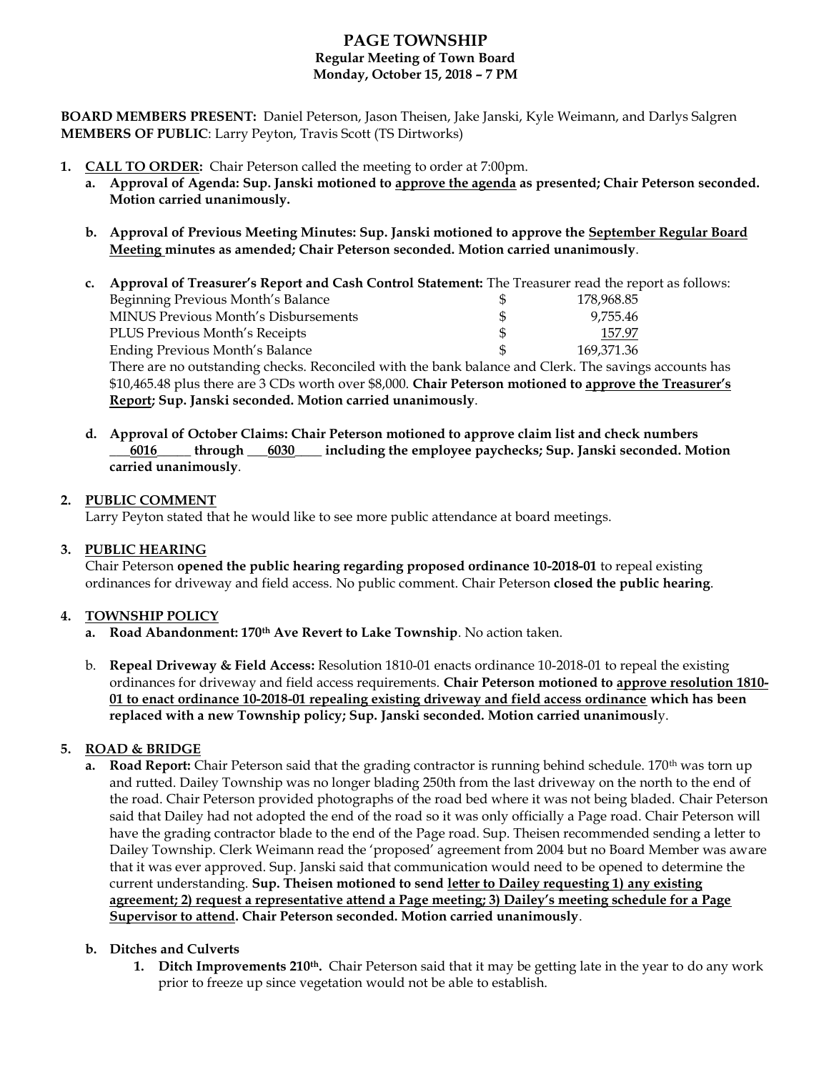# PAGE TOWNSHIP

**Regular Meeting of Town Board**
**Monday, October 15, 2018 – 7 PM**

**BOARD MEMBERS PRESENT:** Daniel Peterson, Jason Theisen, Jake Janski, Kyle Weimann, and Darlys Salgren
**MEMBERS OF PUBLIC**: Larry Peyton, Travis Scott (TS Dirtworks)

1. **CALL TO ORDER:** Chair Peterson called the meeting to order at 7:00pm.
   a. **Approval of Agenda: Sup. Janski motioned to approve the agenda as presented; Chair Peterson seconded. Motion carried unanimously.**

   b. **Approval of Previous Meeting Minutes: Sup. Janski motioned to approve the September Regular Board Meeting minutes as amended; Chair Peterson seconded. Motion carried unanimously**.

   c. **Approval of Treasurer's Report and Cash Control Statement:** The Treasurer read the report as follows:

| | | |
|---|---|---|
| Beginning Previous Month's Balance | $ | 178,968.85 |
| MINUS Previous Month's Disbursements | $ | 9,755.46 |
| PLUS Previous Month's Receipts | $ | 157.97 |
| Ending Previous Month's Balance | $ | 169,371.36 |

   There are no outstanding checks. Reconciled with the bank balance and Clerk. The savings accounts has $10,465.48 plus there are 3 CDs worth over $8,000. **Chair Peterson motioned to approve the Treasurer's Report; Sup. Janski seconded. Motion carried unanimously**.

   d. **Approval of October Claims: Chair Peterson motioned to approve claim list and check numbers ___6016_____ through ___6030____ including the employee paychecks; Sup. Janski seconded. Motion carried unanimously**.

2. **PUBLIC COMMENT**
   Larry Peyton stated that he would like to see more public attendance at board meetings.

3. **PUBLIC HEARING**
   Chair Peterson **opened the public hearing regarding proposed ordinance 10-2018-01** to repeal existing ordinances for driveway and field access. No public comment. Chair Peterson **closed the public hearing**.

4. **TOWNSHIP POLICY**
   a. **Road Abandonment: 170th Ave Revert to Lake Township**. No action taken.

   b. **Repeal Driveway & Field Access:** Resolution 1810-01 enacts ordinance 10-2018-01 to repeal the existing ordinances for driveway and field access requirements. **Chair Peterson motioned to approve resolution 1810-01 to enact ordinance 10-2018-01 repealing existing driveway and field access ordinance which has been replaced with a new Township policy; Sup. Janski seconded. Motion carried unanimousl**y.

5. **ROAD & BRIDGE**
   a. **Road Report:** Chair Peterson said that the grading contractor is running behind schedule. 170th was torn up and rutted. Dailey Township was no longer blading 250th from the last driveway on the north to the end of the road. Chair Peterson provided photographs of the road bed where it was not being bladed. Chair Peterson said that Dailey had not adopted the end of the road so it was only officially a Page road. Chair Peterson will have the grading contractor blade to the end of the Page road. Sup. Theisen recommended sending a letter to Dailey Township. Clerk Weimann read the 'proposed' agreement from 2004 but no Board Member was aware that it was ever approved. Sup. Janski said that communication would need to be opened to determine the current understanding. **Sup. Theisen motioned to send letter to Dailey requesting 1) any existing agreement; 2) request a representative attend a Page meeting; 3) Dailey's meeting schedule for a Page Supervisor to attend. Chair Peterson seconded. Motion carried unanimously**.

   b. **Ditches and Culverts**
      1. **Ditch Improvements 210th.** Chair Peterson said that it may be getting late in the year to do any work prior to freeze up since vegetation would not be able to establish.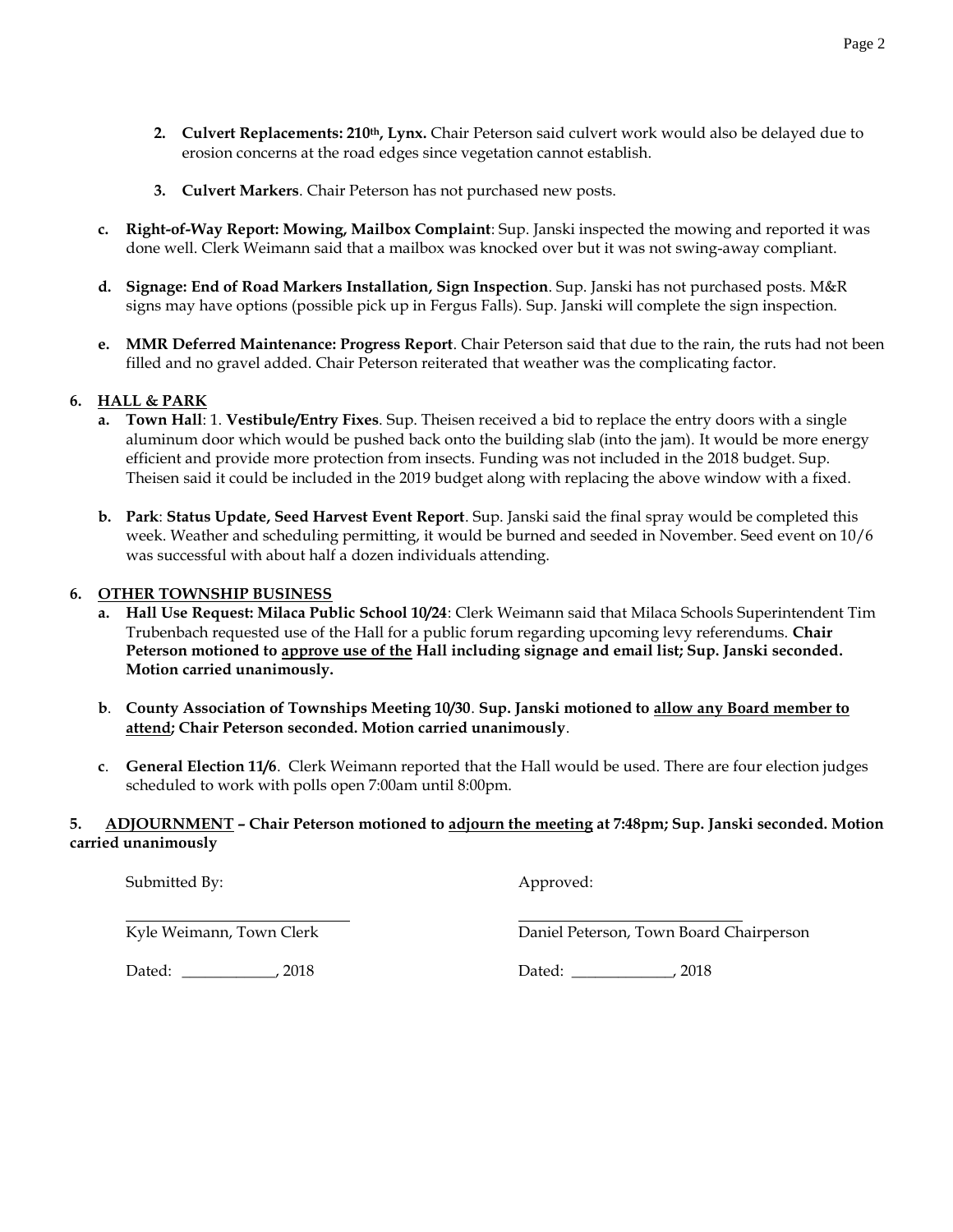2. **Culvert Replacements: 210th, Lynx.** Chair Peterson said culvert work would also be delayed due to erosion concerns at the road edges since vegetation cannot establish.

3. **Culvert Markers**. Chair Peterson has not purchased new posts.

c. **Right-of-Way Report: Mowing, Mailbox Complaint**: Sup. Janski inspected the mowing and reported it was done well. Clerk Weimann said that a mailbox was knocked over but it was not swing-away compliant.

d. **Signage: End of Road Markers Installation, Sign Inspection**. Sup. Janski has not purchased posts. M&R signs may have options (possible pick up in Fergus Falls). Sup. Janski will complete the sign inspection.

e. **MMR Deferred Maintenance: Progress Report**. Chair Peterson said that due to the rain, the ruts had not been filled and no gravel added. Chair Peterson reiterated that weather was the complicating factor.

**6. <u>HALL & PARK</u>**

a. **Town Hall**: 1. **Vestibule/Entry Fixes**. Sup. Theisen received a bid to replace the entry doors with a single aluminum door which would be pushed back onto the building slab (into the jam). It would be more energy efficient and provide more protection from insects. Funding was not included in the 2018 budget. Sup. Theisen said it could be included in the 2019 budget along with replacing the above window with a fixed.

b. **Park**: **Status Update, Seed Harvest Event Report**. Sup. Janski said the final spray would be completed this week. Weather and scheduling permitting, it would be burned and seeded in November. Seed event on 10/6 was successful with about half a dozen individuals attending.

**6. <u>OTHER TOWNSHIP BUSINESS</u>**

a. **Hall Use Request: Milaca Public School 10/24**: Clerk Weimann said that Milaca Schools Superintendent Tim Trubenbach requested use of the Hall for a public forum regarding upcoming levy referendums. **Chair Peterson motioned to <u>approve use of the</u> Hall including signage and email list; Sup. Janski seconded. Motion carried unanimously.**

b. **County Association of Townships Meeting 10/30**. **Sup. Janski motioned to <u>allow any Board member to attend</u>; Chair Peterson seconded. Motion carried unanimously**.

c. **General Election 11/6**. Clerk Weimann reported that the Hall would be used. There are four election judges scheduled to work with polls open 7:00am until 8:00pm.

**5. <u>ADJOURNMENT</u> – Chair Peterson motioned to <u>adjourn the meeting</u> at 7:48pm; Sup. Janski seconded. Motion carried unanimously**

Submitted By:

\_\_\_\_\_\_\_\_\_\_\_\_\_\_\_\_\_\_\_\_\_\_\_\_\_\_\_\_\_\_

Kyle Weimann, Town Clerk

Dated: \_\_\_\_\_\_\_\_\_\_\_\_, 2018

Approved:

\_\_\_\_\_\_\_\_\_\_\_\_\_\_\_\_\_\_\_\_\_\_\_\_\_\_\_\_\_\_

Daniel Peterson, Town Board Chairperson

Dated: \_\_\_\_\_\_\_\_\_\_\_\_\_, 2018